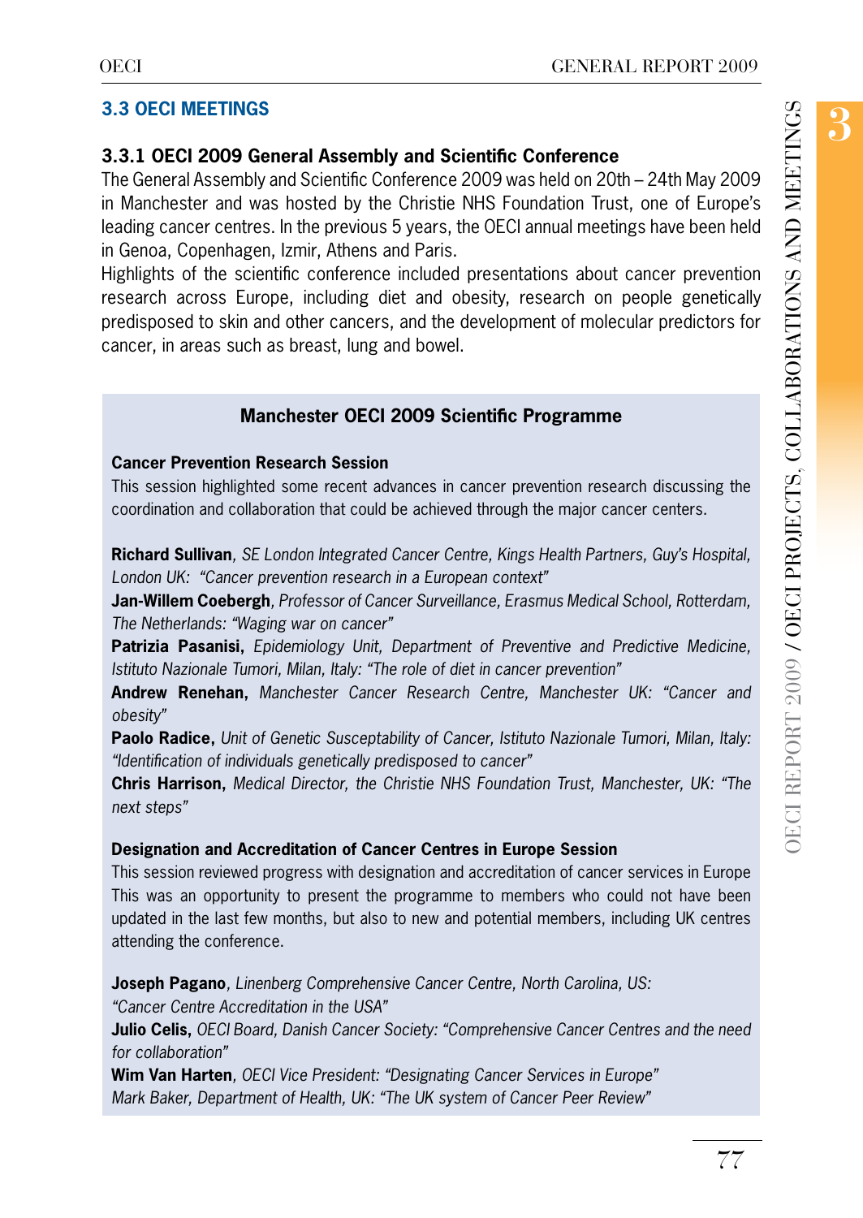## 3.3 OECI MEETINGS

### 3.3.1 OECI 2009 General Assembly and Scientific Conference

The General Assembly and Scientific Conference 2009 was held on 20th – 24th May 2009 in Manchester and was hosted by the Christie NHS Foundation Trust, one of Europe's leading cancer centres. In the previous 5 years, the OECI annual meetings have been held in Genoa, Copenhagen, Izmir, Athens and Paris.

Highlights of the scientific conference included presentations about cancer prevention research across Europe, including diet and obesity, research on people genetically predisposed to skin and other cancers, and the development of molecular predictors for cancer, in areas such as breast, lung and bowel.

**Manchester OECI 2009 Scientific Programme**

**Cancer Prevention Research Session**

This session highlighted some recent advances in cancer prevention research discussing the coordination and collaboration that could be achieved through the major cancer centers.

**Richard Sullivan**, *SE London Integrated Cancer Centre, Kings Health Partners, Guy's Hospital, London UK: "Cancer prevention research in a European context"*
**Jan-Willem Coebergh**, *Professor of Cancer Surveillance, Erasmus Medical School, Rotterdam, The Netherlands: "Waging war on cancer"*
**Patrizia Pasanisi,** *Epidemiology Unit, Department of Preventive and Predictive Medicine, Istituto Nazionale Tumori, Milan, Italy: "The role of diet in cancer prevention"*
**Andrew Renehan,** *Manchester Cancer Research Centre, Manchester UK: "Cancer and obesity"*
**Paolo Radice,** *Unit of Genetic Susceptability of Cancer, Istituto Nazionale Tumori, Milan, Italy: "Identification of individuals genetically predisposed to cancer"*
**Chris Harrison,** *Medical Director, the Christie NHS Foundation Trust, Manchester, UK: "The next steps"*

**Designation and Accreditation of Cancer Centres in Europe Session**

This session reviewed progress with designation and accreditation of cancer services in Europe This was an opportunity to present the programme to members who could not have been updated in the last few months, but also to new and potential members, including UK centres attending the conference.

**Joseph Pagano**, *Linenberg Comprehensive Cancer Centre, North Carolina, US: "Cancer Centre Accreditation in the USA"*
**Julio Celis,** *OECI Board, Danish Cancer Society: "Comprehensive Cancer Centres and the need for collaboration"*
**Wim Van Harten**, *OECI Vice President: "Designating Cancer Services in Europe"*
*Mark Baker, Department of Health, UK: "The UK system of Cancer Peer Review"*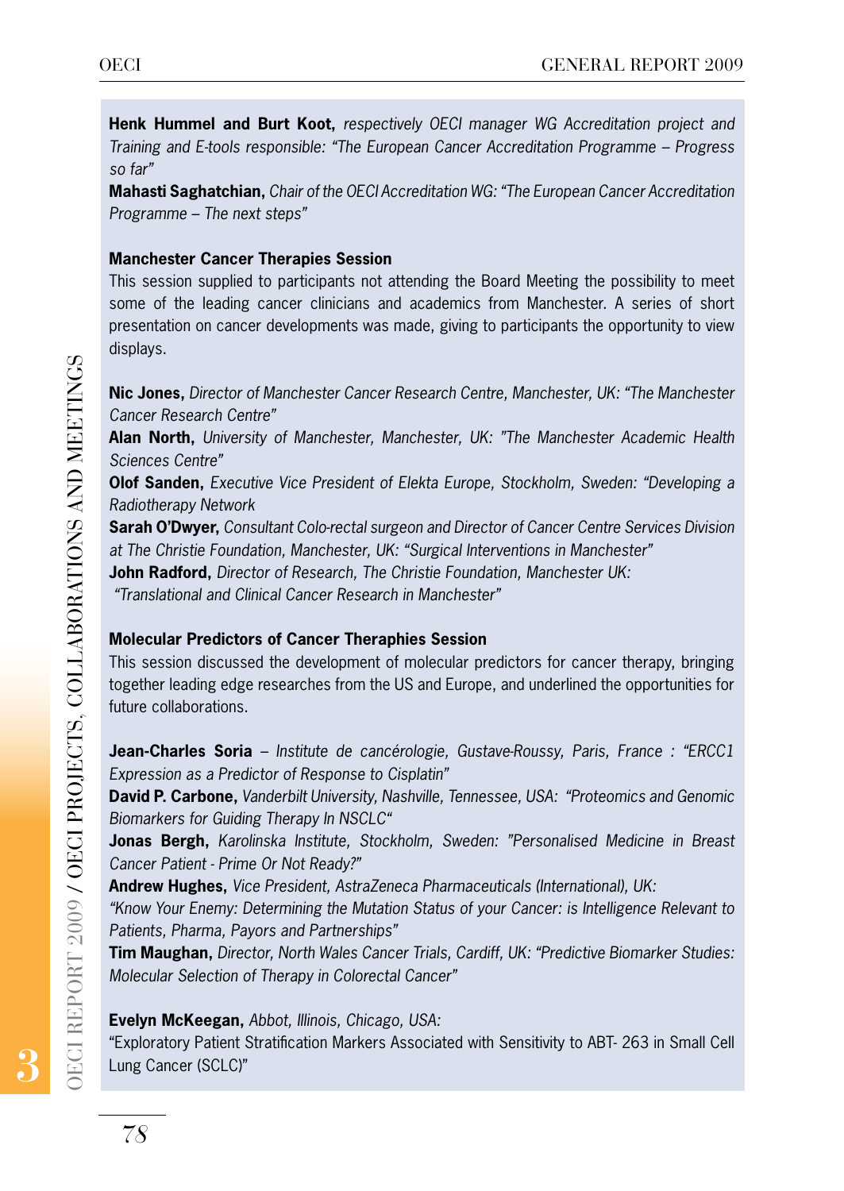**Henk Hummel and Burt Koot,** *respectively OECI manager WG Accreditation project and Training and E-tools responsible: "The European Cancer Accreditation Programme – Progress so far"*

**Mahasti Saghatchian,** *Chair of the OECI Accreditation WG: "The European Cancer Accreditation Programme – The next steps"*

### Manchester Cancer Therapies Session

This session supplied to participants not attending the Board Meeting the possibility to meet some of the leading cancer clinicians and academics from Manchester. A series of short presentation on cancer developments was made, giving to participants the opportunity to view displays.

**Nic Jones,** *Director of Manchester Cancer Research Centre, Manchester, UK: "The Manchester Cancer Research Centre"*

**Alan North,** *University of Manchester, Manchester, UK: "The Manchester Academic Health Sciences Centre"*

**Olof Sanden,** *Executive Vice President of Elekta Europe, Stockholm, Sweden: "Developing a Radiotherapy Network*

**Sarah O'Dwyer,** *Consultant Colo-rectal surgeon and Director of Cancer Centre Services Division at The Christie Foundation, Manchester, UK: "Surgical Interventions in Manchester"*

**John Radford,** *Director of Research, The Christie Foundation, Manchester UK: "Translational and Clinical Cancer Research in Manchester"*

### Molecular Predictors of Cancer Theraphies Session

This session discussed the development of molecular predictors for cancer therapy, bringing together leading edge researches from the US and Europe, and underlined the opportunities for future collaborations.

**Jean-Charles Soria** – *Institute de cancérologie, Gustave-Roussy, Paris, France : "ERCC1 Expression as a Predictor of Response to Cisplatin"*

**David P. Carbone,** *Vanderbilt University, Nashville, Tennessee, USA: "Proteomics and Genomic Biomarkers for Guiding Therapy In NSCLC"*

**Jonas Bergh,** *Karolinska Institute, Stockholm, Sweden: "Personalised Medicine in Breast Cancer Patient - Prime Or Not Ready?"*

**Andrew Hughes,** *Vice President, AstraZeneca Pharmaceuticals (International), UK: "Know Your Enemy: Determining the Mutation Status of your Cancer: is Intelligence Relevant to Patients, Pharma, Payors and Partnerships"*

**Tim Maughan,** *Director, North Wales Cancer Trials, Cardiff, UK: "Predictive Biomarker Studies: Molecular Selection of Therapy in Colorectal Cancer"*

**Evelyn McKeegan,** *Abbot, Illinois, Chicago, USA:*
"Exploratory Patient Stratification Markers Associated with Sensitivity to ABT- 263 in Small Cell Lung Cancer (SCLC)"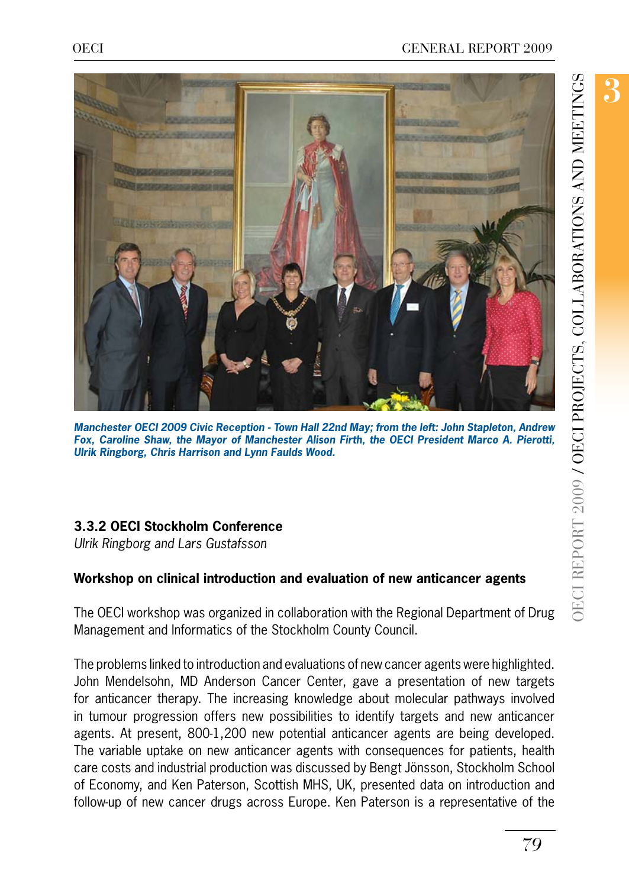Manchester OECI 2009 Civic Reception - Town Hall 22nd May; from the left: John Stapleton, Andrew Fox, Caroline Shaw, the Mayor of Manchester Alison Firth, the OECI President Marco A. Pierotti, Ulrik Ringborg, Chris Harrison and Lynn Faulds Wood.

### 3.3.2 OECI Stockholm Conference

*Ulrik Ringborg and Lars Gustafsson*

**Workshop on clinical introduction and evaluation of new anticancer agents**

The OECI workshop was organized in collaboration with the Regional Department of Drug Management and Informatics of the Stockholm County Council.

The problems linked to introduction and evaluations of new cancer agents were highlighted. John Mendelsohn, MD Anderson Cancer Center, gave a presentation of new targets for anticancer therapy. The increasing knowledge about molecular pathways involved in tumour progression offers new possibilities to identify targets and new anticancer agents. At present, 800-1,200 new potential anticancer agents are being developed. The variable uptake on new anticancer agents with consequences for patients, health care costs and industrial production was discussed by Bengt Jönsson, Stockholm School of Economy, and Ken Paterson, Scottish MHS, UK, presented data on introduction and follow-up of new cancer drugs across Europe. Ken Paterson is a representative of the